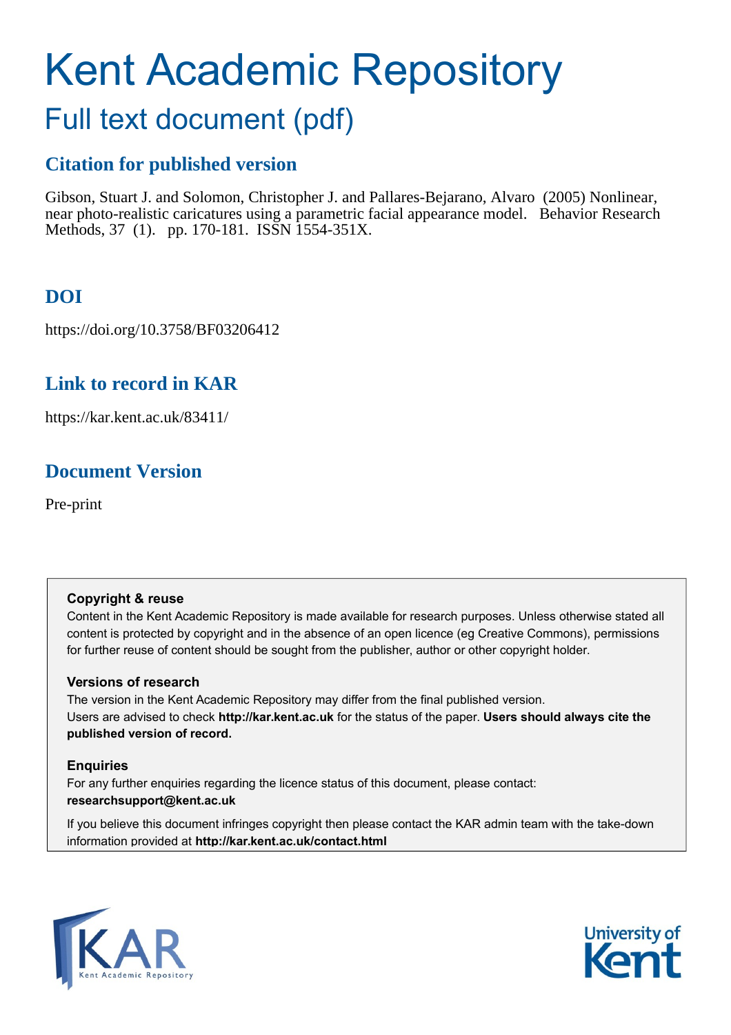# Kent Academic Repository

## Full text document (pdf)

### Citation for published version

Gibson, Stuart J. and Solomon, Christopher J. and Pallares-Bejarano, Alvaro (2005) Nonlinear, near photo-realistic caricatures using a parametric facial appearance model. Behavior Research Methods, 37 (1). pp. 170-181. ISSN 1554-351X.

### DOI

https://doi.org/10.3758/BF03206412

### Link to record in KAR

https://kar.kent.ac.uk/83411/

### Document Version

Pre-print

**Copyright & reuse**

Content in the Kent Academic Repository is made available for research purposes. Unless otherwise stated all content is protected by copyright and in the absence of an open licence (eg Creative Commons), permissions for further reuse of content should be sought from the publisher, author or other copyright holder.

**Versions of research**

The version in the Kent Academic Repository may differ from the final published version. Users are advised to check **http://kar.kent.ac.uk** for the status of the paper. **Users should always cite the published version of record.**

**Enquiries**

For any further enquiries regarding the licence status of this document, please contact: **researchsupport@kent.ac.uk**

If you believe this document infringes copyright then please contact the KAR admin team with the take-down information provided at **http://kar.kent.ac.uk/contact.html**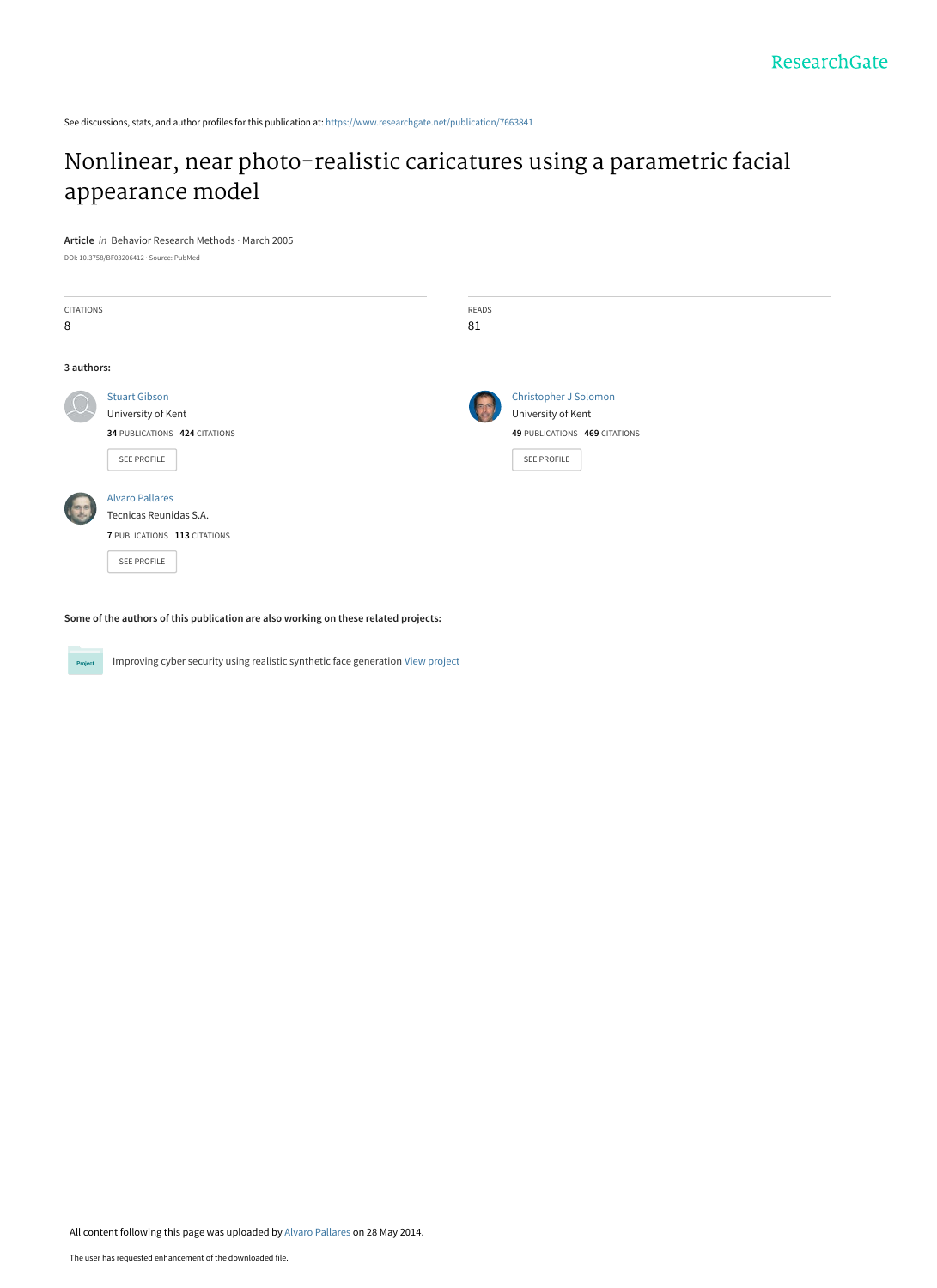See discussions, stats, and author profiles for this publication at: https://www.researchgate.net/publication/7663841

# Nonlinear, near photo-realistic caricatures using a parametric facial appearance model

**Article** *in* Behavior Research Methods · March 2005

DOI: 10.3758/BF03206412 · Source: PubMed

| CITATIONS | READS |
|---|---|
| 8 | 81 |

**3 authors:**

**Stuart Gibson**
University of Kent
**34** PUBLICATIONS **424** CITATIONS
SEE PROFILE

**Christopher J Solomon**
University of Kent
**49** PUBLICATIONS **469** CITATIONS
SEE PROFILE

**Alvaro Pallares**
Tecnicas Reunidas S.A.
**7** PUBLICATIONS **113** CITATIONS
SEE PROFILE

**Some of the authors of this publication are also working on these related projects:**

Project: Improving cyber security using realistic synthetic face generation View project

All content following this page was uploaded by Alvaro Pallares on 28 May 2014.

The user has requested enhancement of the downloaded file.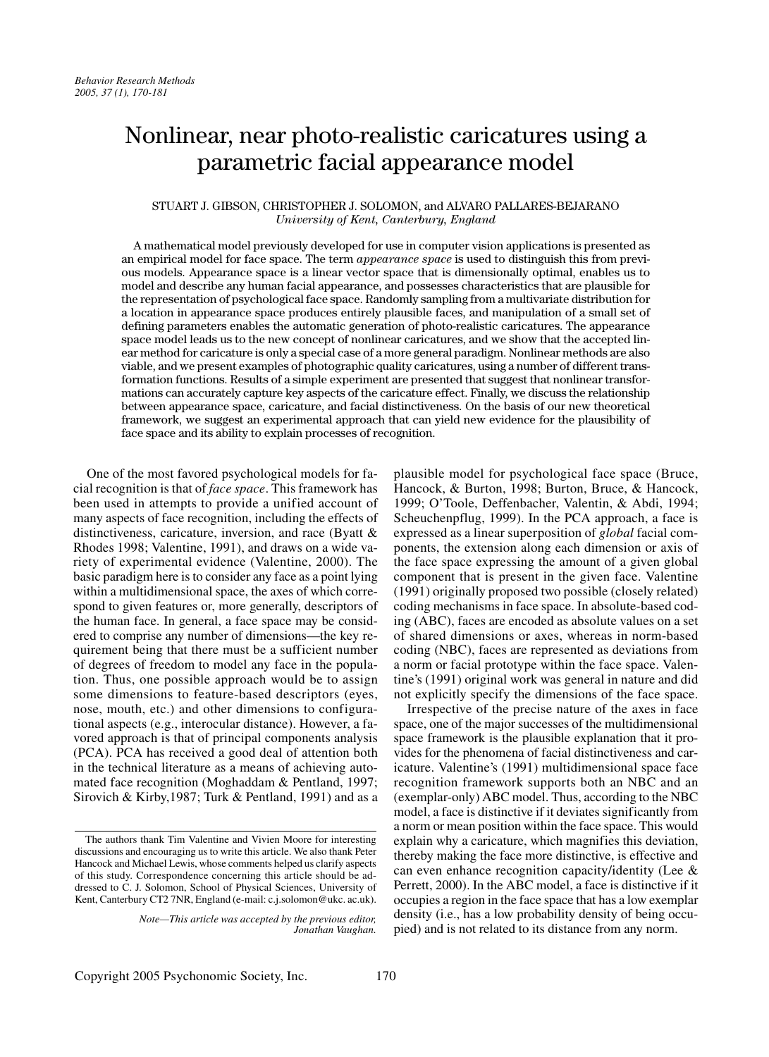# Nonlinear, near photo-realistic caricatures using a parametric facial appearance model

STUART J. GIBSON, CHRISTOPHER J. SOLOMON, and ALVARO PALLARES-BEJARANO
*University of Kent, Canterbury, England*

A mathematical model previously developed for use in computer vision applications is presented as an empirical model for face space. The term *appearance space* is used to distinguish this from previous models. Appearance space is a linear vector space that is dimensionally optimal, enables us to model and describe any human facial appearance, and possesses characteristics that are plausible for the representation of psychological face space. Randomly sampling from a multivariate distribution for a location in appearance space produces entirely plausible faces, and manipulation of a small set of defining parameters enables the automatic generation of photo-realistic caricatures. The appearance space model leads us to the new concept of nonlinear caricatures, and we show that the accepted linear method for caricature is only a special case of a more general paradigm. Nonlinear methods are also viable, and we present examples of photographic quality caricatures, using a number of different transformation functions. Results of a simple experiment are presented that suggest that nonlinear transformations can accurately capture key aspects of the caricature effect. Finally, we discuss the relationship between appearance space, caricature, and facial distinctiveness. On the basis of our new theoretical framework, we suggest an experimental approach that can yield new evidence for the plausibility of face space and its ability to explain processes of recognition.

One of the most favored psychological models for facial recognition is that of *face space*. This framework has been used in attempts to provide a unified account of many aspects of face recognition, including the effects of distinctiveness, caricature, inversion, and race (Byatt & Rhodes 1998; Valentine, 1991), and draws on a wide variety of experimental evidence (Valentine, 2000). The basic paradigm here is to consider any face as a point lying within a multidimensional space, the axes of which correspond to given features or, more generally, descriptors of the human face. In general, a face space may be considered to comprise any number of dimensions—the key requirement being that there must be a sufficient number of degrees of freedom to model any face in the population. Thus, one possible approach would be to assign some dimensions to feature-based descriptors (eyes, nose, mouth, etc.) and other dimensions to configurational aspects (e.g., interocular distance). However, a favored approach is that of principal components analysis (PCA). PCA has received a good deal of attention both in the technical literature as a means of achieving automated face recognition (Moghaddam & Pentland, 1997; Sirovich & Kirby,1987; Turk & Pentland, 1991) and as a plausible model for psychological face space (Bruce, Hancock, & Burton, 1998; Burton, Bruce, & Hancock, 1999; O'Toole, Deffenbacher, Valentin, & Abdi, 1994; Scheuchenpflug, 1999). In the PCA approach, a face is expressed as a linear superposition of *global* facial components, the extension along each dimension or axis of the face space expressing the amount of a given global component that is present in the given face. Valentine (1991) originally proposed two possible (closely related) coding mechanisms in face space. In absolute-based coding (ABC), faces are encoded as absolute values on a set of shared dimensions or axes, whereas in norm-based coding (NBC), faces are represented as deviations from a norm or facial prototype within the face space. Valentine's (1991) original work was general in nature and did not explicitly specify the dimensions of the face space.

Irrespective of the precise nature of the axes in face space, one of the major successes of the multidimensional space framework is the plausible explanation that it provides for the phenomena of facial distinctiveness and caricature. Valentine's (1991) multidimensional space face recognition framework supports both an NBC and an (exemplar-only) ABC model. Thus, according to the NBC model, a face is distinctive if it deviates significantly from a norm or mean position within the face space. This would explain why a caricature, which magnifies this deviation, thereby making the face more distinctive, is effective and can even enhance recognition capacity/identity (Lee & Perrett, 2000). In the ABC model, a face is distinctive if it occupies a region in the face space that has a low exemplar density (i.e., has a low probability density of being occupied) and is not related to its distance from any norm.

The authors thank Tim Valentine and Vivien Moore for interesting discussions and encouraging us to write this article. We also thank Peter Hancock and Michael Lewis, whose comments helped us clarify aspects of this study. Correspondence concerning this article should be addressed to C. J. Solomon, School of Physical Sciences, University of Kent, Canterbury CT2 7NR, England (e-mail: c.j.solomon@ukc.ac.uk).

*Note—This article was accepted by the previous editor, Jonathan Vaughan.*

Copyright 2005 Psychonomic Society, Inc.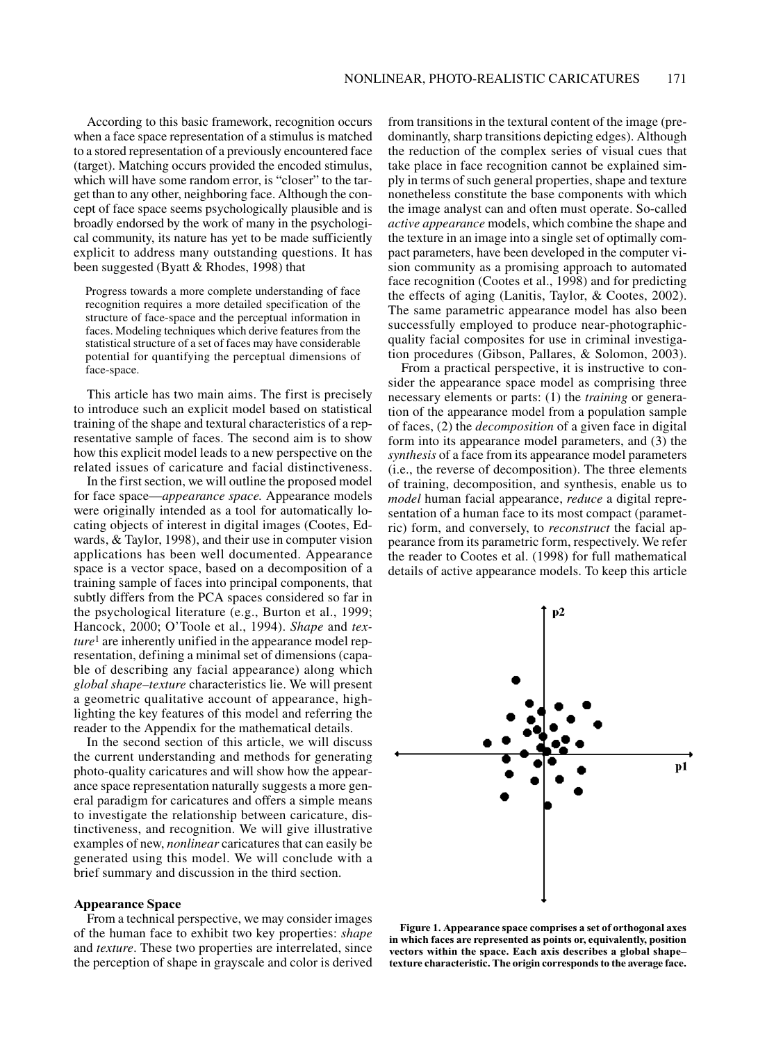According to this basic framework, recognition occurs when a face space representation of a stimulus is matched to a stored representation of a previously encountered face (target). Matching occurs provided the encoded stimulus, which will have some random error, is "closer" to the target than to any other, neighboring face. Although the concept of face space seems psychologically plausible and is broadly endorsed by the work of many in the psychological community, its nature has yet to be made sufficiently explicit to address many outstanding questions. It has been suggested (Byatt & Rhodes, 1998) that

> Progress towards a more complete understanding of face recognition requires a more detailed specification of the structure of face-space and the perceptual information in faces. Modeling techniques which derive features from the statistical structure of a set of faces may have considerable potential for quantifying the perceptual dimensions of face-space.

This article has two main aims. The first is precisely to introduce such an explicit model based on statistical training of the shape and textural characteristics of a representative sample of faces. The second aim is to show how this explicit model leads to a new perspective on the related issues of caricature and facial distinctiveness.

In the first section, we will outline the proposed model for face space—*appearance space.* Appearance models were originally intended as a tool for automatically locating objects of interest in digital images (Cootes, Edwards, & Taylor, 1998), and their use in computer vision applications has been well documented. Appearance space is a vector space, based on a decomposition of a training sample of faces into principal components, that subtly differs from the PCA spaces considered so far in the psychological literature (e.g., Burton et al., 1999; Hancock, 2000; O'Toole et al., 1994). *Shape* and *texture*[1] are inherently unified in the appearance model representation, defining a minimal set of dimensions (capable of describing any facial appearance) along which *global shape–texture* characteristics lie. We will present a geometric qualitative account of appearance, highlighting the key features of this model and referring the reader to the Appendix for the mathematical details.

In the second section of this article, we will discuss the current understanding and methods for generating photo-quality caricatures and will show how the appearance space representation naturally suggests a more general paradigm for caricatures and offers a simple means to investigate the relationship between caricature, distinctiveness, and recognition. We will give illustrative examples of new, *nonlinear* caricatures that can easily be generated using this model. We will conclude with a brief summary and discussion in the third section.

## Appearance Space

From a technical perspective, we may consider images of the human face to exhibit two key properties: *shape* and *texture*. These two properties are interrelated, since the perception of shape in grayscale and color is derived from transitions in the textural content of the image (predominantly, sharp transitions depicting edges). Although the reduction of the complex series of visual cues that take place in face recognition cannot be explained simply in terms of such general properties, shape and texture nonetheless constitute the base components with which the image analyst can and often must operate. So-called *active appearance* models, which combine the shape and the texture in an image into a single set of optimally compact parameters, have been developed in the computer vision community as a promising approach to automated face recognition (Cootes et al., 1998) and for predicting the effects of aging (Lanitis, Taylor, & Cootes, 2002). The same parametric appearance model has also been successfully employed to produce near-photographic-quality facial composites for use in criminal investigation procedures (Gibson, Pallares, & Solomon, 2003).

From a practical perspective, it is instructive to consider the appearance space model as comprising three necessary elements or parts: (1) the *training* or generation of the appearance model from a population sample of faces, (2) the *decomposition* of a given face in digital form into its appearance model parameters, and (3) the *synthesis* of a face from its appearance model parameters (i.e., the reverse of decomposition). The three elements of training, decomposition, and synthesis, enable us to *model* human facial appearance, *reduce* a digital representation of a human face to its most compact (parametric) form, and conversely, to *reconstruct* the facial appearance from its parametric form, respectively. We refer the reader to Cootes et al. (1998) for full mathematical details of active appearance models. To keep this article

p2

p1

**Figure 1. Appearance space comprises a set of orthogonal axes in which faces are represented as points or, equivalently, position vectors within the space. Each axis describes a global shape–texture characteristic. The origin corresponds to the average face.**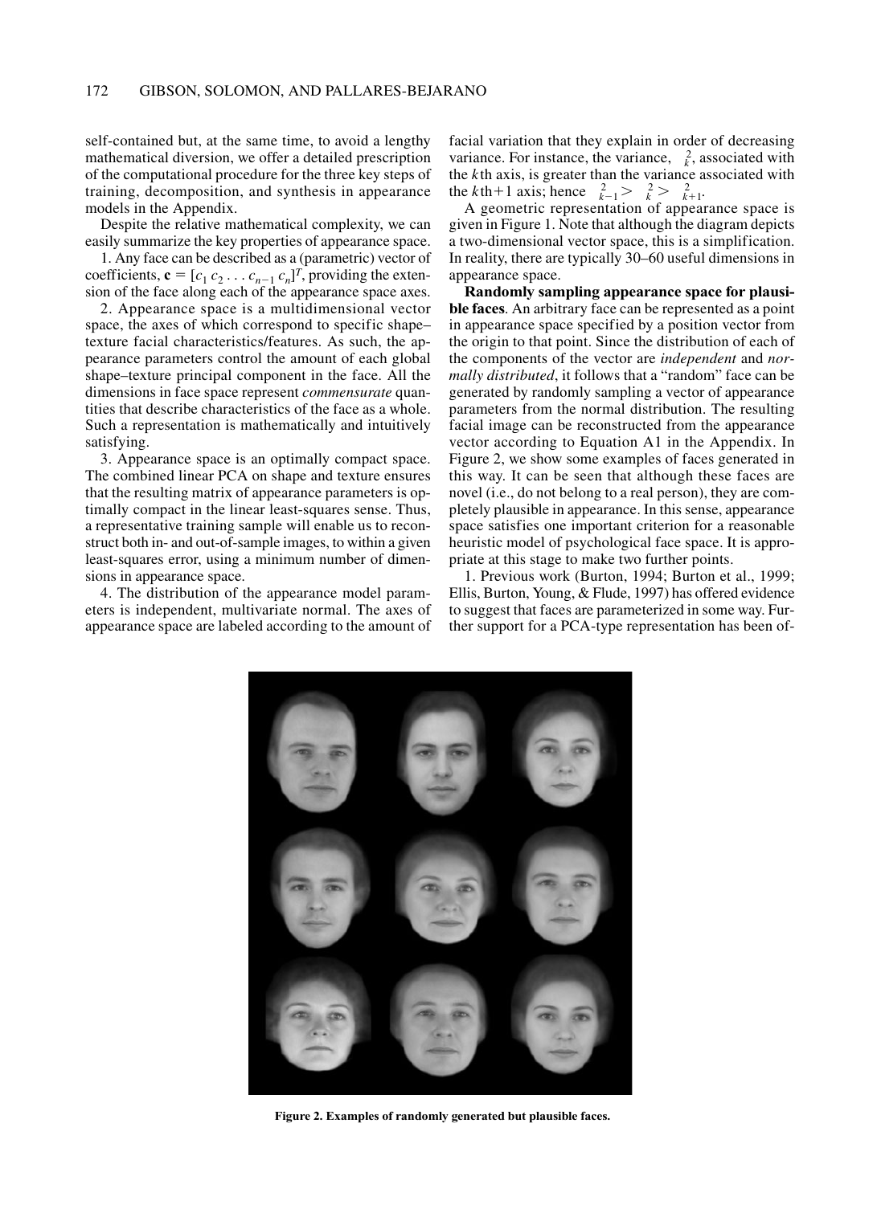self-contained but, at the same time, to avoid a lengthy mathematical diversion, we offer a detailed prescription of the computational procedure for the three key steps of training, decomposition, and synthesis in appearance models in the Appendix.

Despite the relative mathematical complexity, we can easily summarize the key properties of appearance space.

1. Any face can be described as a (parametric) vector of coefficients, $\mathbf{c} = [c_1\ c_2 \ldots c_{n-1}\ c_n]^T$, providing the extension of the face along each of the appearance space axes.

2. Appearance space is a multidimensional vector space, the axes of which correspond to specific shape–texture facial characteristics/features. As such, the appearance parameters control the amount of each global shape–texture principal component in the face. All the dimensions in face space represent *commensurate* quantities that describe characteristics of the face as a whole. Such a representation is mathematically and intuitively satisfying.

3. Appearance space is an optimally compact space. The combined linear PCA on shape and texture ensures that the resulting matrix of appearance parameters is optimally compact in the linear least-squares sense. Thus, a representative training sample will enable us to reconstruct both in- and out-of-sample images, to within a given least-squares error, using a minimum number of dimensions in appearance space.

4. The distribution of the appearance model parameters is independent, multivariate normal. The axes of appearance space are labeled according to the amount of facial variation that they explain in order of decreasing variance. For instance, the variance, $\sigma_k^2$, associated with the $k$th axis, is greater than the variance associated with the $k$th+1 axis; hence $\sigma_{k-1}^2 > \sigma_k^2 > \sigma_{k+1}^2$.

A geometric representation of appearance space is given in Figure 1. Note that although the diagram depicts a two-dimensional vector space, this is a simplification. In reality, there are typically 30–60 useful dimensions in appearance space.

**Randomly sampling appearance space for plausible faces**. An arbitrary face can be represented as a point in appearance space specified by a position vector from the origin to that point. Since the distribution of each of the components of the vector are *independent* and *normally distributed*, it follows that a "random" face can be generated by randomly sampling a vector of appearance parameters from the normal distribution. The resulting facial image can be reconstructed from the appearance vector according to Equation A1 in the Appendix. In Figure 2, we show some examples of faces generated in this way. It can be seen that although these faces are novel (i.e., do not belong to a real person), they are completely plausible in appearance. In this sense, appearance space satisfies one important criterion for a reasonable heuristic model of psychological face space. It is appropriate at this stage to make two further points.

1. Previous work (Burton, 1994; Burton et al., 1999; Ellis, Burton, Young, & Flude, 1997) has offered evidence to suggest that faces are parameterized in some way. Further support for a PCA-type representation has been of-

**Figure 2. Examples of randomly generated but plausible faces.**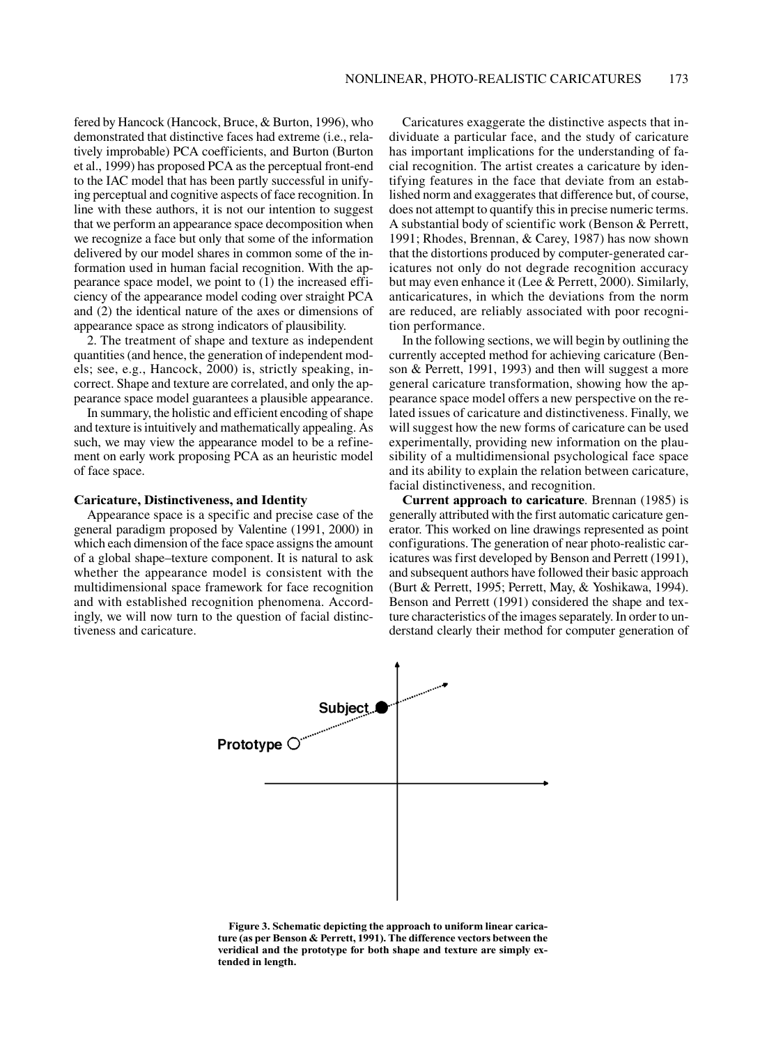fered by Hancock (Hancock, Bruce, & Burton, 1996), who demonstrated that distinctive faces had extreme (i.e., relatively improbable) PCA coefficients, and Burton (Burton et al., 1999) has proposed PCA as the perceptual front-end to the IAC model that has been partly successful in unifying perceptual and cognitive aspects of face recognition. In line with these authors, it is not our intention to suggest that we perform an appearance space decomposition when we recognize a face but only that some of the information delivered by our model shares in common some of the information used in human facial recognition. With the appearance space model, we point to (1) the increased efficiency of the appearance model coding over straight PCA and (2) the identical nature of the axes or dimensions of appearance space as strong indicators of plausibility.

2. The treatment of shape and texture as independent quantities (and hence, the generation of independent models; see, e.g., Hancock, 2000) is, strictly speaking, incorrect. Shape and texture are correlated, and only the appearance space model guarantees a plausible appearance.

In summary, the holistic and efficient encoding of shape and texture is intuitively and mathematically appealing. As such, we may view the appearance model to be a refinement on early work proposing PCA as an heuristic model of face space.

## Caricature, Distinctiveness, and Identity

Appearance space is a specific and precise case of the general paradigm proposed by Valentine (1991, 2000) in which each dimension of the face space assigns the amount of a global shape–texture component. It is natural to ask whether the appearance model is consistent with the multidimensional space framework for face recognition and with established recognition phenomena. Accordingly, we will now turn to the question of facial distinctiveness and caricature.

Caricatures exaggerate the distinctive aspects that individuate a particular face, and the study of caricature has important implications for the understanding of facial recognition. The artist creates a caricature by identifying features in the face that deviate from an established norm and exaggerates that difference but, of course, does not attempt to quantify this in precise numeric terms. A substantial body of scientific work (Benson & Perrett, 1991; Rhodes, Brennan, & Carey, 1987) has now shown that the distortions produced by computer-generated caricatures not only do not degrade recognition accuracy but may even enhance it (Lee & Perrett, 2000). Similarly, anticaricatures, in which the deviations from the norm are reduced, are reliably associated with poor recognition performance.

In the following sections, we will begin by outlining the currently accepted method for achieving caricature (Benson & Perrett, 1991, 1993) and then will suggest a more general caricature transformation, showing how the appearance space model offers a new perspective on the related issues of caricature and distinctiveness. Finally, we will suggest how the new forms of caricature can be used experimentally, providing new information on the plausibility of a multidimensional psychological face space and its ability to explain the relation between caricature, facial distinctiveness, and recognition.

**Current approach to caricature**. Brennan (1985) is generally attributed with the first automatic caricature generator. This worked on line drawings represented as point configurations. The generation of near photo-realistic caricatures was first developed by Benson and Perrett (1991), and subsequent authors have followed their basic approach (Burt & Perrett, 1995; Perrett, May, & Yoshikawa, 1994). Benson and Perrett (1991) considered the shape and texture characteristics of the images separately. In order to understand clearly their method for computer generation of

**Figure 3. Schematic depicting the approach to uniform linear caricature (as per Benson & Perrett, 1991). The difference vectors between the veridical and the prototype for both shape and texture are simply extended in length.**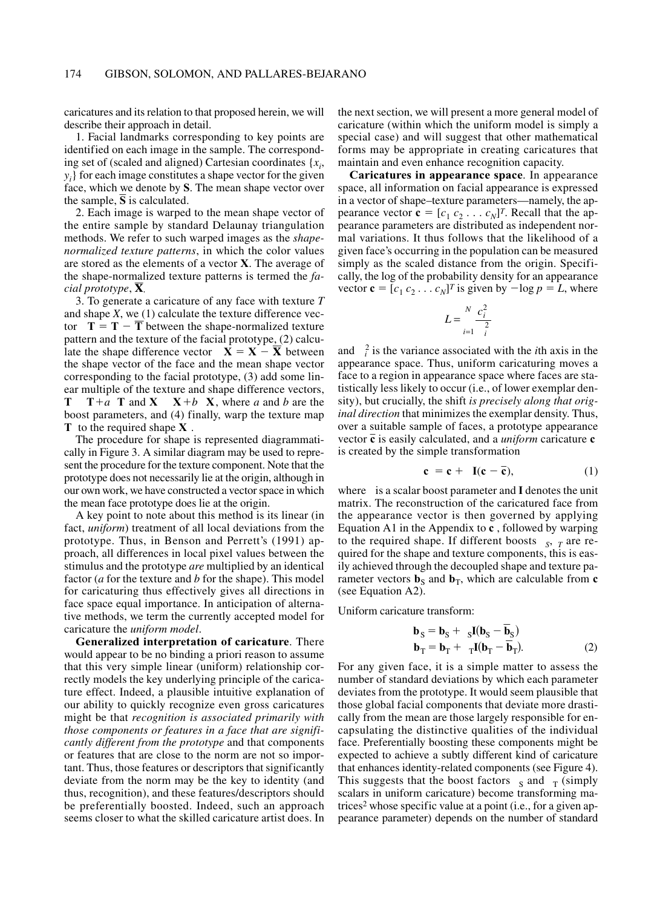caricatures and its relation to that proposed herein, we will describe their approach in detail.

1. Facial landmarks corresponding to key points are identified on each image in the sample. The corresponding set of (scaled and aligned) Cartesian coordinates $\{x_i, y_i\}$ for each image constitutes a shape vector for the given face, which we denote by **S**. The mean shape vector over the sample, $\overline{\mathbf{S}}$ is calculated.

2. Each image is warped to the mean shape vector of the entire sample by standard Delaunay triangulation methods. We refer to such warped images as the *shape-normalized texture patterns*, in which the color values are stored as the elements of a vector **X**. The average of the shape-normalized texture patterns is termed the *facial prototype*, $\overline{\mathbf{X}}$.

3. To generate a caricature of any face with texture $T$ and shape $X$, we (1) calculate the texture difference vector $\Delta\mathbf{T} = \mathbf{T} - \overline{\mathbf{T}}$ between the shape-normalized texture pattern and the texture of the facial prototype, (2) calculate the shape difference vector $\Delta\mathbf{X} = \mathbf{X} - \overline{\mathbf{X}}$ between the shape vector of the face and the mean shape vector corresponding to the facial prototype, (3) add some linear multiple of the texture and shape difference vectors, $\mathbf{T} \rightarrow \mathbf{T}+a\Delta\mathbf{T}$ and $\mathbf{X} \rightarrow \mathbf{X}+b\Delta\mathbf{X}$, where $a$ and $b$ are the boost parameters, and (4) finally, warp the texture map $\mathbf{T}'$ to the required shape $\mathbf{X}'$.

The procedure for shape is represented diagrammatically in Figure 3. A similar diagram may be used to represent the procedure for the texture component. Note that the prototype does not necessarily lie at the origin, although in our own work, we have constructed a vector space in which the mean face prototype does lie at the origin.

A key point to note about this method is its linear (in fact, *uniform*) treatment of all local deviations from the prototype. Thus, in Benson and Perrett's (1991) approach, all differences in local pixel values between the stimulus and the prototype *are* multiplied by an identical factor ($a$ for the texture and $b$ for the shape). This model for caricaturing thus effectively gives all directions in face space equal importance. In anticipation of alternative methods, we term the currently accepted model for caricature the *uniform model*.

**Generalized interpretation of caricature**. There would appear to be no binding a priori reason to assume that this very simple linear (uniform) relationship correctly models the key underlying principle of the caricature effect. Indeed, a plausible intuitive explanation of our ability to quickly recognize even gross caricatures might be that *recognition is associated primarily with those components or features in a face that are significantly different from the prototype* and that components or features that are close to the norm are not so important. Thus, those features or descriptors that significantly deviate from the norm may be the key to identity (and thus, recognition), and these features/descriptors should be preferentially boosted. Indeed, such an approach seems closer to what the skilled caricature artist does. In the next section, we will present a more general model of caricature (within which the uniform model is simply a special case) and will suggest that other mathematical forms may be appropriate in creating caricatures that maintain and even enhance recognition capacity.

**Caricatures in appearance space**. In appearance space, all information on facial appearance is expressed in a vector of shape–texture parameters—namely, the appearance vector $\mathbf{c} = [c_1\ c_2\ \ldots\ c_N]^T$. Recall that the appearance parameters are distributed as independent normal variations. It thus follows that the likelihood of a given face's occurring in the population can be measured simply as the scaled distance from the origin. Specifically, the log of the probability density for an appearance vector $\mathbf{c} = [c_1\ c_2\ \ldots\ c_N]^T$ is given by $-\log p = L$, where

$$L = \sum_{i=1}^{N} \frac{c_i^2}{\sigma_i^2}$$

and $\sigma_i^2$ is the variance associated with the $i$th axis in the appearance space. Thus, uniform caricaturing moves a face to a region in appearance space where faces are statistically less likely to occur (i.e., of lower exemplar density), but crucially, the shift *is precisely along that original direction* that minimizes the exemplar density. Thus, over a suitable sample of faces, a prototype appearance vector $\overline{\mathbf{c}}$ is easily calculated, and a *uniform* caricature $\mathbf{c}'$ is created by the simple transformation

$$\mathbf{c}' = \mathbf{c} + \alpha\mathbf{I}(\mathbf{c} - \overline{\mathbf{c}}), \tag{1}$$

where $\alpha$ is a scalar boost parameter and **I** denotes the unit matrix. The reconstruction of the caricatured face from the appearance vector is then governed by applying Equation A1 in the Appendix to $\mathbf{c}'$, followed by warping to the required shape. If different boosts $\alpha_S$, $\alpha_T$ are required for the shape and texture components, this is easily achieved through the decoupled shape and texture parameter vectors $\mathbf{b}_S$ and $\mathbf{b}_T$, which are calculable from **c** (see Equation A2).

Uniform caricature transform:

$$\begin{aligned} \mathbf{b}_S' &= \mathbf{b}_S + \alpha_S\mathbf{I}(\mathbf{b}_S - \overline{\mathbf{b}}_S) \\ \mathbf{b}_T' &= \mathbf{b}_T + \alpha_T\mathbf{I}(\mathbf{b}_T - \overline{\mathbf{b}}_T). \end{aligned} \tag{2}$$

For any given face, it is a simple matter to assess the number of standard deviations by which each parameter deviates from the prototype. It would seem plausible that those global facial components that deviate more drastically from the mean are those largely responsible for encapsulating the distinctive qualities of the individual face. Preferentially boosting these components might be expected to achieve a subtly different kind of caricature that enhances identity-related components (see Figure 4). This suggests that the boost factors $\alpha_S$ and $\alpha_T$ (simply scalars in uniform caricature) become transforming matrices[2] whose specific value at a point (i.e., for a given appearance parameter) depends on the number of standard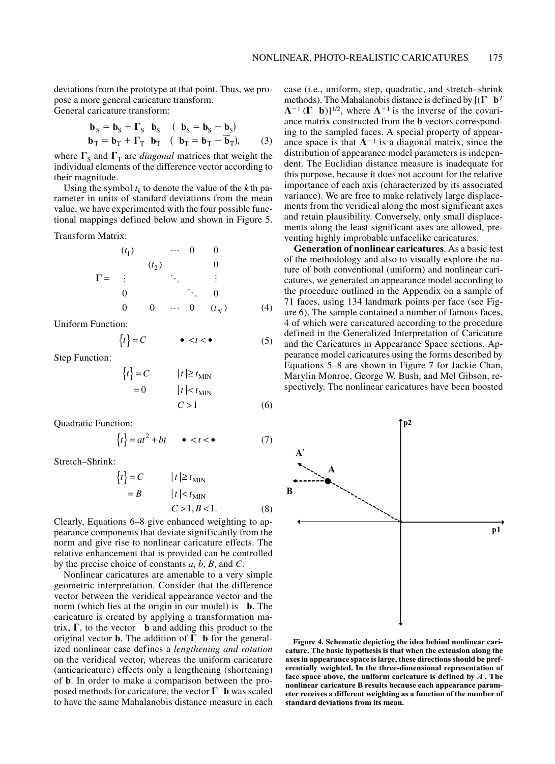deviations from the prototype at that point. Thus, we propose a more general caricature transform.
General caricature transform:

$$\mathbf{b}_S = \mathbf{b}_S + \mathbf{\Gamma}_S \quad \mathbf{b}_S \quad ( \quad \mathbf{b}_S = \mathbf{b}_S - \overline{\mathbf{b}}_S)$$
$$\mathbf{b}_T = \mathbf{b}_T + \mathbf{\Gamma}_T \quad \mathbf{b}_T \quad ( \quad \mathbf{b}_T = \mathbf{b}_T - \overline{\mathbf{b}}_T), \qquad (3)$$

where $\mathbf{\Gamma}_S$ and $\mathbf{\Gamma}_T$ are *diagonal* matrices that weight the individual elements of the difference vector according to their magnitude.

Using the symbol $t_k$ to denote the value of the $k$th parameter in units of standard deviations from the mean value, we have experimented with the four possible functional mappings defined below and shown in Figure 5.

Transform Matrix:

$$\mathbf{\Gamma} = \begin{pmatrix} (t_1) & & \cdots & 0 & 0 \\ & (t_2) & & & 0 \\ \vdots & & \ddots & & \vdots \\ 0 & & & \ddots & 0 \\ 0 & 0 & \cdots & 0 & (t_N) \end{pmatrix} \qquad (4)$$

Uniform Function:

$$\{t\} = C \qquad \bullet < t < \bullet \qquad (5)$$

Step Function:

$$\{t\} = C \qquad |t| \geq t_{\text{MIN}}$$
$$= 0 \qquad |t| < t_{\text{MIN}}$$
$$C > 1 \qquad (6)$$

Quadratic Function:

$$\{t\} = at^2 + bt \qquad \bullet < t < \bullet \qquad (7)$$

Stretch–Shrink:

$$\{t\} = C \qquad |t| \geq t_{\text{MIN}}$$
$$= B \qquad |t| < t_{\text{MIN}}$$
$$C > 1, B < 1. \qquad (8)$$

Clearly, Equations 6–8 give enhanced weighting to appearance components that deviate significantly from the norm and give rise to nonlinear caricature effects. The relative enhancement that is provided can be controlled by the precise choice of constants $a$, $b$, $B$, and $C$.

Nonlinear caricatures are amenable to a very simple geometric interpretation. Consider that the difference vector between the veridical appearance vector and the norm (which lies at the origin in our model) is $\mathbf{b}$. The caricature is created by applying a transformation matrix, $\mathbf{\Gamma}$, to the vector $\mathbf{b}$ and adding this product to the original vector $\mathbf{b}$. The addition of $\mathbf{\Gamma} \quad \mathbf{b}$ for the generalized nonlinear case defines a *lengthening and rotation* on the veridical vector, whereas the uniform caricature (anticaricature) effects only a lengthening (shortening) of $\mathbf{b}$. In order to make a comparison between the proposed methods for caricature, the vector $\mathbf{\Gamma} \quad \mathbf{b}$ was scaled to have the same Mahalanobis distance measure in each case (i.e., uniform, step, quadratic, and stretch–shrink methods). The Mahalanobis distance is defined by $[(\mathbf{\Gamma} \quad \mathbf{b}^T \mathbf{\Lambda}^{-1} (\mathbf{\Gamma} \quad \mathbf{b})]^{1/2}$, where $\mathbf{\Lambda}^{-1}$ is the inverse of the covariance matrix constructed from the $\mathbf{b}$ vectors corresponding to the sampled faces. A special property of appearance space is that $\mathbf{\Lambda}^{-1}$ is a diagonal matrix, since the distribution of appearance model parameters is independent. The Euclidian distance measure is inadequate for this purpose, because it does not account for the relative importance of each axis (characterized by its associated variance). We are free to make relatively large displacements from the veridical along the most significant axes and retain plausibility. Conversely, only small displacements along the least significant axes are allowed, preventing highly improbable unfacelike caricatures.

**Generation of nonlinear caricatures**. As a basic test of the methodology and also to visually explore the nature of both conventional (uniform) and nonlinear caricatures, we generated an appearance model according to the procedure outlined in the Appendix on a sample of 71 faces, using 134 landmark points per face (see Figure 6). The sample contained a number of famous faces, 4 of which were caricatured according to the procedure defined in the Generalized Interpretation of Caricature and the Caricatures in Appearance Space sections. Appearance model caricatures using the forms described by Equations 5–8 are shown in Figure 7 for Jackie Chan, Marylin Monroe, George W. Bush, and Mel Gibson, respectively. The nonlinear caricatures have been boosted

**Figure 4. Schematic depicting the idea behind nonlinear caricature. The basic hypothesis is that when the extension along the axes in appearance space is large, these directions should be preferentially weighted. In the three-dimensional representation of face space above, the uniform caricature is defined by *A* . The nonlinear caricature B results because each appearance parameter receives a different weighting as a function of the number of standard deviations from its mean.**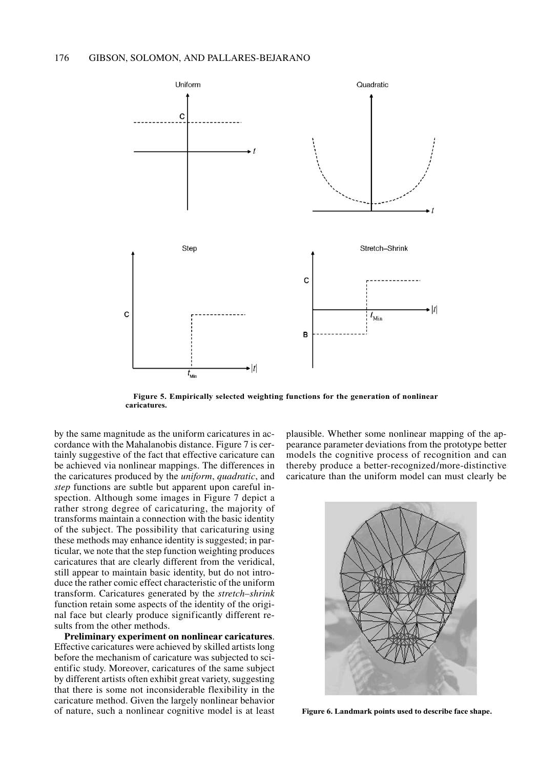Figure 5. Empirically selected weighting functions for the generation of nonlinear caricatures.

by the same magnitude as the uniform caricatures in accordance with the Mahalanobis distance. Figure 7 is certainly suggestive of the fact that effective caricature can be achieved via nonlinear mappings. The differences in the caricatures produced by the *uniform*, *quadratic*, and *step* functions are subtle but apparent upon careful inspection. Although some images in Figure 7 depict a rather strong degree of caricaturing, the majority of transforms maintain a connection with the basic identity of the subject. The possibility that caricaturing using these methods may enhance identity is suggested; in particular, we note that the step function weighting produces caricatures that are clearly different from the veridical, still appear to maintain basic identity, but do not introduce the rather comic effect characteristic of the uniform transform. Caricatures generated by the *stretch–shrink* function retain some aspects of the identity of the original face but clearly produce significantly different results from the other methods.

**Preliminary experiment on nonlinear caricatures**. Effective caricatures were achieved by skilled artists long before the mechanism of caricature was subjected to scientific study. Moreover, caricatures of the same subject by different artists often exhibit great variety, suggesting that there is some not inconsiderable flexibility in the caricature method. Given the largely nonlinear behavior of nature, such a nonlinear cognitive model is at least plausible. Whether some nonlinear mapping of the appearance parameter deviations from the prototype better models the cognitive process of recognition and can thereby produce a better-recognized/more-distinctive caricature than the uniform model can must clearly be

Figure 6. Landmark points used to describe face shape.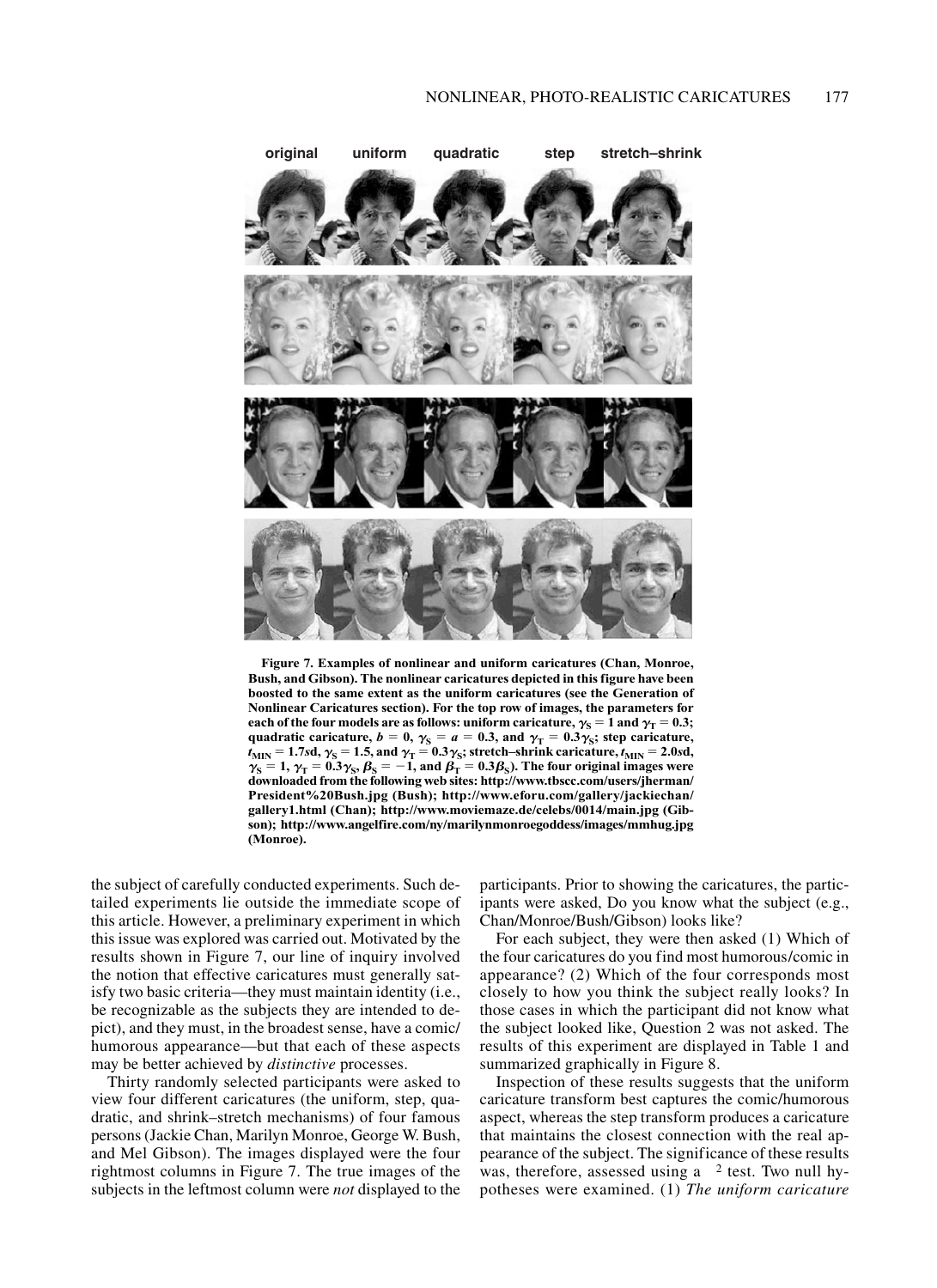original uniform quadratic step stretch–shrink

**Figure 7. Examples of nonlinear and uniform caricatures (Chan, Monroe, Bush, and Gibson). The nonlinear caricatures depicted in this figure have been boosted to the same extent as the uniform caricatures (see the Generation of Nonlinear Caricatures section). For the top row of images, the parameters for each of the four models are as follows: uniform caricature, $\gamma_S = 1$ and $\gamma_T = 0.3$; quadratic caricature, $b = 0$, $\gamma_S = a = 0.3$, and $\gamma_T = 0.3\gamma_S$; step caricature, $t_{MIN} = 1.7sd$, $\gamma_S = 1.5$, and $\gamma_T = 0.3\gamma_S$; stretch–shrink caricature, $t_{MIN} = 2.0sd$, $\gamma_S = 1$, $\gamma_T = 0.3\gamma_S$, $\beta_S = -1$, and $\beta_T = 0.3\beta_S$). The four original images were downloaded from the following web sites: http://www.tbscc.com/users/jherman/President%20Bush.jpg (Bush); http://www.eforu.com/gallery/jackiechan/gallery1.html (Chan); http://www.moviemaze.de/celebs/0014/main.jpg (Gibson); http://www.angelfire.com/ny/marilynmonroegoddess/images/mmhug.jpg (Monroe).**

the subject of carefully conducted experiments. Such detailed experiments lie outside the immediate scope of this article. However, a preliminary experiment in which this issue was explored was carried out. Motivated by the results shown in Figure 7, our line of inquiry involved the notion that effective caricatures must generally satisfy two basic criteria—they must maintain identity (i.e., be recognizable as the subjects they are intended to depict), and they must, in the broadest sense, have a comic/humorous appearance—but that each of these aspects may be better achieved by *distinctive* processes.

Thirty randomly selected participants were asked to view four different caricatures (the uniform, step, quadratic, and shrink–stretch mechanisms) of four famous persons (Jackie Chan, Marilyn Monroe, George W. Bush, and Mel Gibson). The images displayed were the four rightmost columns in Figure 7. The true images of the subjects in the leftmost column were *not* displayed to the participants. Prior to showing the caricatures, the participants were asked, Do you know what the subject (e.g., Chan/Monroe/Bush/Gibson) looks like?

For each subject, they were then asked (1) Which of the four caricatures do you find most humorous/comic in appearance? (2) Which of the four corresponds most closely to how you think the subject really looks? In those cases in which the participant did not know what the subject looked like, Question 2 was not asked. The results of this experiment are displayed in Table 1 and summarized graphically in Figure 8.

Inspection of these results suggests that the uniform caricature transform best captures the comic/humorous aspect, whereas the step transform produces a caricature that maintains the closest connection with the real appearance of the subject. The significance of these results was, therefore, assessed using a $\chi^2$ test. Two null hypotheses were examined. (1) *The uniform caricature*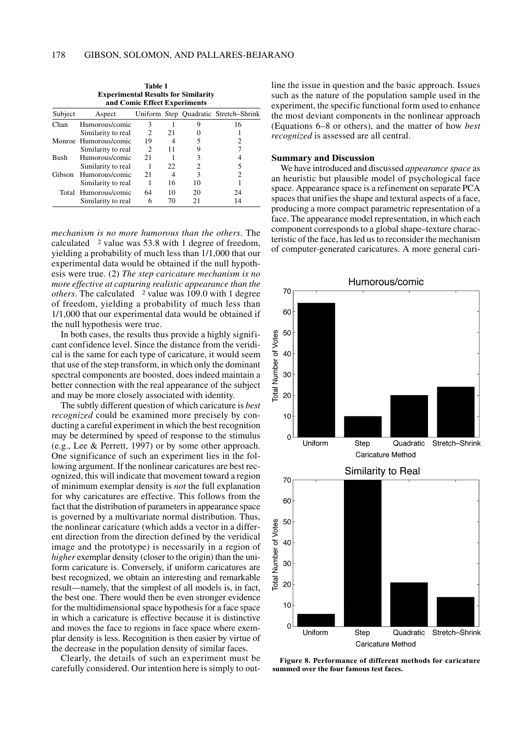**Table 1**
**Experimental Results for Similarity and Comic Effect Experiments**

| Subject | Aspect | Uniform | Step | Quadratic | Stretch–Shrink |
|---|---|---|---|---|---|
| Chan | Humorous/comic | 3 | 1 | 9 | 16 |
| | Similarity to real | 2 | 21 | 0 | 1 |
| Monroe | Humorous/comic | 19 | 4 | 5 | 2 |
| | Similarity to real | 2 | 11 | 9 | 7 |
| Bush | Humorous/comic | 21 | 1 | 3 | 4 |
| | Similarity to real | 1 | 22 | 2 | 5 |
| Gibson | Humorous/comic | 21 | 4 | 3 | 2 |
| | Similarity to real | 1 | 16 | 10 | 1 |
| Total | Humorous/comic | 64 | 10 | 20 | 24 |
| | Similarity to real | 6 | 70 | 21 | 14 |

*mechanism is no more humorous than the others.* The calculated $\chi^2$ value was 53.8 with 1 degree of freedom, yielding a probability of much less than 1/1,000 that our experimental data would be obtained if the null hypothesis were true. (2) *The step caricature mechanism is no more effective at capturing realistic appearance than the others*. The calculated $\chi^2$ value was 109.0 with 1 degree of freedom, yielding a probability of much less than 1/1,000 that our experimental data would be obtained if the null hypothesis were true.

In both cases, the results thus provide a highly significant confidence level. Since the distance from the veridical is the same for each type of caricature, it would seem that use of the step transform, in which only the dominant spectral components are boosted, does indeed maintain a better connection with the real appearance of the subject and may be more closely associated with identity.

The subtly different question of which caricature is *best recognized* could be examined more precisely by conducting a careful experiment in which the best recognition may be determined by speed of response to the stimulus (e.g., Lee & Perrett, 1997) or by some other approach. One significance of such an experiment lies in the following argument. If the nonlinear caricatures are best recognized, this will indicate that movement toward a region of minimum exemplar density is *not* the full explanation for why caricatures are effective. This follows from the fact that the distribution of parameters in appearance space is governed by a multivariate normal distribution. Thus, the nonlinear caricature (which adds a vector in a different direction from the direction defined by the veridical image and the prototype) is necessarily in a region of *higher* exemplar density (closer to the origin) than the uniform caricature is. Conversely, if uniform caricatures are best recognized, we obtain an interesting and remarkable result—namely, that the simplest of all models is, in fact, the best one. There would then be even stronger evidence for the multidimensional space hypothesis for a face space in which a caricature is effective because it is distinctive and moves the face to regions in face space where exemplar density is less. Recognition is then easier by virtue of the decrease in the population density of similar faces.

Clearly, the details of such an experiment must be carefully considered. Our intention here is simply to outline the issue in question and the basic approach. Issues such as the nature of the population sample used in the experiment, the specific functional form used to enhance the most deviant components in the nonlinear approach (Equations 6–8 or others), and the matter of how *best recognized* is assessed are all central.

## Summary and Discussion

We have introduced and discussed *appearance space* as an heuristic but plausible model of psychological face space. Appearance space is a refinement on separate PCA spaces that unifies the shape and textural aspects of a face, producing a more compact parametric representation of a face. The appearance model representation, in which each component corresponds to a global shape–texture characteristic of the face, has led us to reconsider the mechanism of computer-generated caricatures. A more general cari-

**Figure 8. Performance of different methods for caricature summed over the four famous test faces.**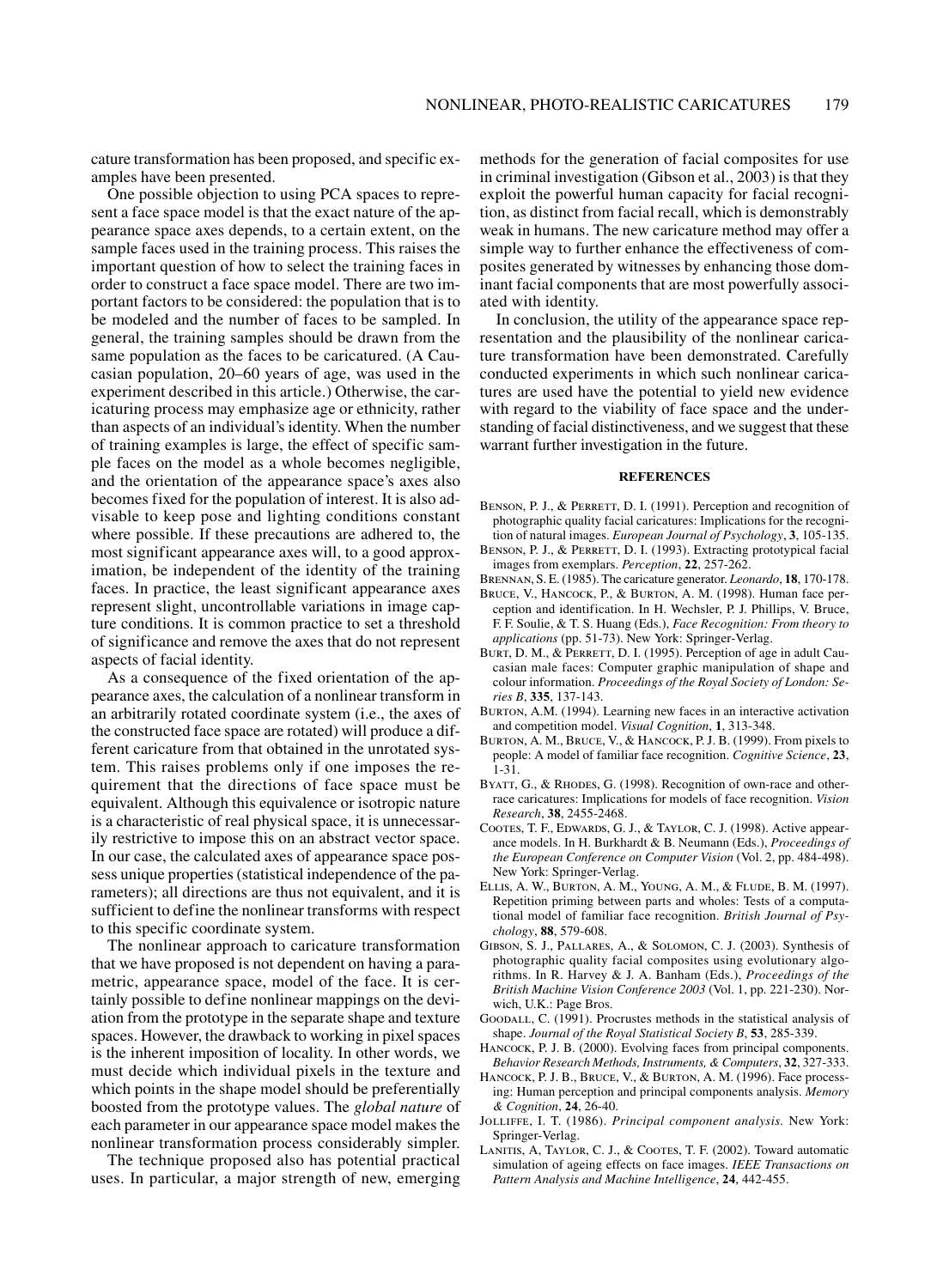cature transformation has been proposed, and specific examples have been presented.

One possible objection to using PCA spaces to represent a face space model is that the exact nature of the appearance space axes depends, to a certain extent, on the sample faces used in the training process. This raises the important question of how to select the training faces in order to construct a face space model. There are two important factors to be considered: the population that is to be modeled and the number of faces to be sampled. In general, the training samples should be drawn from the same population as the faces to be caricatured. (A Caucasian population, 20–60 years of age, was used in the experiment described in this article.) Otherwise, the caricaturing process may emphasize age or ethnicity, rather than aspects of an individual's identity. When the number of training examples is large, the effect of specific sample faces on the model as a whole becomes negligible, and the orientation of the appearance space's axes also becomes fixed for the population of interest. It is also advisable to keep pose and lighting conditions constant where possible. If these precautions are adhered to, the most significant appearance axes will, to a good approximation, be independent of the identity of the training faces. In practice, the least significant appearance axes represent slight, uncontrollable variations in image capture conditions. It is common practice to set a threshold of significance and remove the axes that do not represent aspects of facial identity.

As a consequence of the fixed orientation of the appearance axes, the calculation of a nonlinear transform in an arbitrarily rotated coordinate system (i.e., the axes of the constructed face space are rotated) will produce a different caricature from that obtained in the unrotated system. This raises problems only if one imposes the requirement that the directions of face space must be equivalent. Although this equivalence or isotropic nature is a characteristic of real physical space, it is unnecessarily restrictive to impose this on an abstract vector space. In our case, the calculated axes of appearance space possess unique properties (statistical independence of the parameters); all directions are thus not equivalent, and it is sufficient to define the nonlinear transforms with respect to this specific coordinate system.

The nonlinear approach to caricature transformation that we have proposed is not dependent on having a parametric, appearance space, model of the face. It is certainly possible to define nonlinear mappings on the deviation from the prototype in the separate shape and texture spaces. However, the drawback to working in pixel spaces is the inherent imposition of locality. In other words, we must decide which individual pixels in the texture and which points in the shape model should be preferentially boosted from the prototype values. The *global nature* of each parameter in our appearance space model makes the nonlinear transformation process considerably simpler.

The technique proposed also has potential practical uses. In particular, a major strength of new, emerging methods for the generation of facial composites for use in criminal investigation (Gibson et al., 2003) is that they exploit the powerful human capacity for facial recognition, as distinct from facial recall, which is demonstrably weak in humans. The new caricature method may offer a simple way to further enhance the effectiveness of composites generated by witnesses by enhancing those dominant facial components that are most powerfully associated with identity.

In conclusion, the utility of the appearance space representation and the plausibility of the nonlinear caricature transformation have been demonstrated. Carefully conducted experiments in which such nonlinear caricatures are used have the potential to yield new evidence with regard to the viability of face space and the understanding of facial distinctiveness, and we suggest that these warrant further investigation in the future.

## REFERENCES

Benson, P. J., & Perrett, D. I. (1991). Perception and recognition of photographic quality facial caricatures: Implications for the recognition of natural images. *European Journal of Psychology*, **3**, 105-135.

Benson, P. J., & Perrett, D. I. (1993). Extracting prototypical facial images from exemplars. *Perception*, **22**, 257-262.

Brennan, S. E. (1985). The caricature generator. *Leonardo*, **18**, 170-178.

Bruce, V., Hancock, P., & Burton, A. M. (1998). Human face perception and identification. In H. Wechsler, P. J. Phillips, V. Bruce, F. F. Soulie, & T. S. Huang (Eds.), *Face Recognition: From theory to applications* (pp. 51-73). New York: Springer-Verlag.

Burt, D. M., & Perrett, D. I. (1995). Perception of age in adult Caucasian male faces: Computer graphic manipulation of shape and colour information. *Proceedings of the Royal Society of London: Series B*, **335**, 137-143.

Burton, A.M. (1994). Learning new faces in an interactive activation and competition model. *Visual Cognition*, **1**, 313-348.

Burton, A. M., Bruce, V., & Hancock, P. J. B. (1999). From pixels to people: A model of familiar face recognition. *Cognitive Science*, **23**, 1-31.

Byatt, G., & Rhodes, G. (1998). Recognition of own-race and other-race caricatures: Implications for models of face recognition. *Vision Research*, **38**, 2455-2468.

Cootes, T. F., Edwards, G. J., & Taylor, C. J. (1998). Active appearance models. In H. Burkhardt & B. Neumann (Eds.), *Proceedings of the European Conference on Computer Vision* (Vol. 2, pp. 484-498). New York: Springer-Verlag.

Ellis, A. W., Burton, A. M., Young, A. M., & Flude, B. M. (1997). Repetition priming between parts and wholes: Tests of a computational model of familiar face recognition. *British Journal of Psychology*, **88**, 579-608.

Gibson, S. J., Pallares, A., & Solomon, C. J. (2003). Synthesis of photographic quality facial composites using evolutionary algorithms. In R. Harvey & J. A. Banham (Eds.), *Proceedings of the British Machine Vision Conference 2003* (Vol. 1, pp. 221-230). Norwich, U.K.: Page Bros.

Goodall, C. (1991). Procrustes methods in the statistical analysis of shape. *Journal of the Royal Statistical Society B*, **53**, 285-339.

Hancock, P. J. B. (2000). Evolving faces from principal components. *Behavior Research Methods, Instruments, & Computers*, **32**, 327-333.

Hancock, P. J. B., Bruce, V., & Burton, A. M. (1996). Face processing: Human perception and principal components analysis. *Memory & Cognition*, **24**, 26-40.

Jolliffe, I. T. (1986). *Principal component analysis*. New York: Springer-Verlag.

Lanitis, A, Taylor, C. J., & Cootes, T. F. (2002). Toward automatic simulation of ageing effects on face images. *IEEE Transactions on Pattern Analysis and Machine Intelligence*, **24**, 442-455.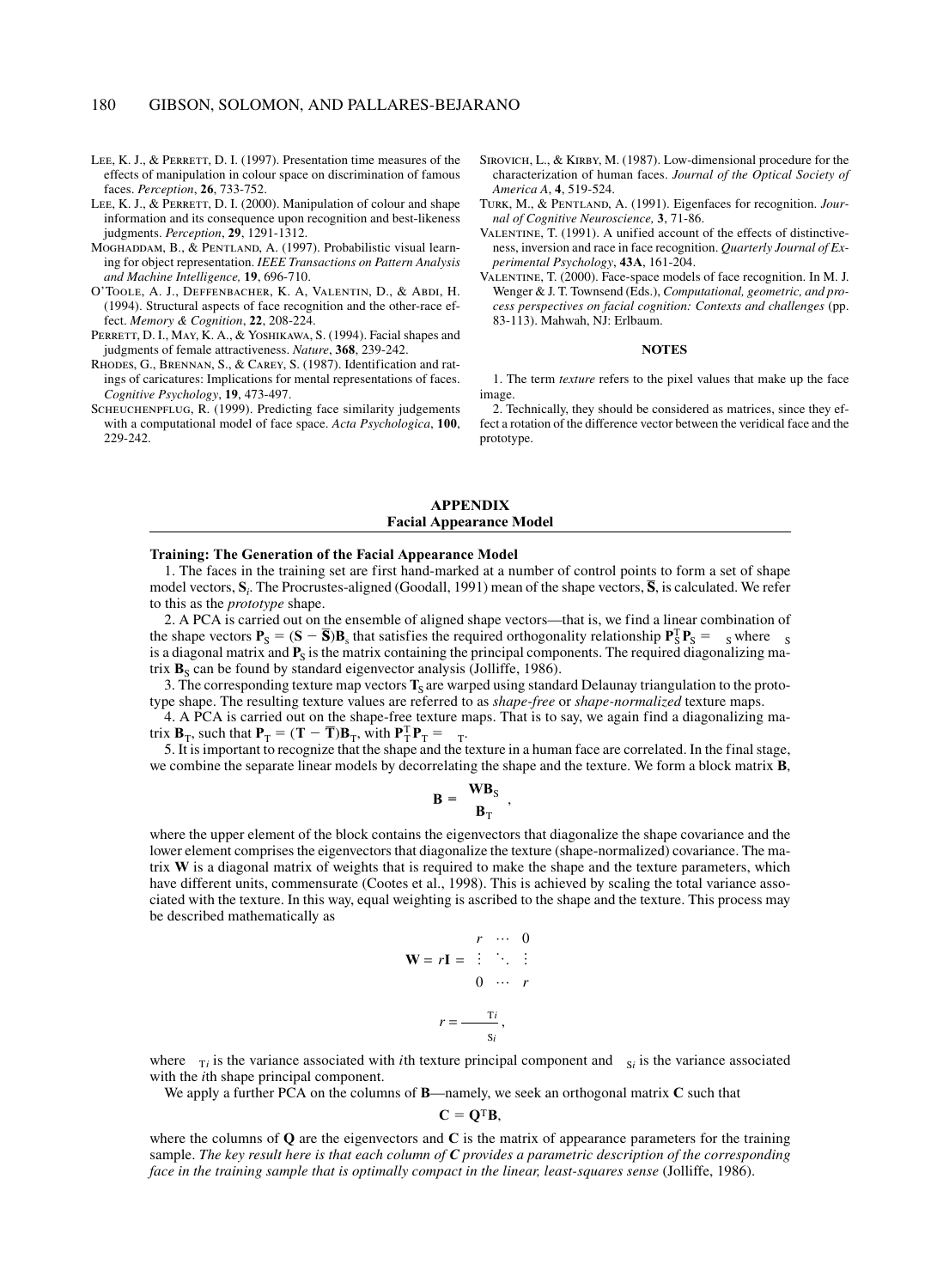Lee, K. J., & Perrett, D. I. (1997). Presentation time measures of the effects of manipulation in colour space on discrimination of famous faces. *Perception*, **26**, 733-752.

Lee, K. J., & Perrett, D. I. (2000). Manipulation of colour and shape information and its consequence upon recognition and best-likeness judgments. *Perception*, **29**, 1291-1312.

Moghaddam, B., & Pentland, A. (1997). Probabilistic visual learning for object representation. *IEEE Transactions on Pattern Analysis and Machine Intelligence,* **19**, 696-710.

O'Toole, A. J., Deffenbacher, K. A, Valentin, D., & Abdi, H. (1994). Structural aspects of face recognition and the other-race effect. *Memory & Cognition*, **22**, 208-224.

Perrett, D. I., May, K. A., & Yoshikawa, S. (1994). Facial shapes and judgments of female attractiveness. *Nature*, **368**, 239-242.

Rhodes, G., Brennan, S., & Carey, S. (1987). Identification and ratings of caricatures: Implications for mental representations of faces. *Cognitive Psychology*, **19**, 473-497.

Scheuchenpflug, R. (1999). Predicting face similarity judgements with a computational model of face space. *Acta Psychologica*, **100**, 229-242.

Sirovich, L., & Kirby, M. (1987). Low-dimensional procedure for the characterization of human faces. *Journal of the Optical Society of America A*, **4**, 519-524.

Turk, M., & Pentland, A. (1991). Eigenfaces for recognition. *Journal of Cognitive Neuroscience,* **3**, 71-86.

Valentine, T. (1991). A unified account of the effects of distinctiveness, inversion and race in face recognition. *Quarterly Journal of Experimental Psychology*, **43A**, 161-204.

Valentine, T. (2000). Face-space models of face recognition. In M. J. Wenger & J. T. Townsend (Eds.), *Computational, geometric, and process perspectives on facial cognition: Contexts and challenges* (pp. 83-113). Mahwah, NJ: Erlbaum.

## NOTES

1. The term *texture* refers to the pixel values that make up the face image.

2. Technically, they should be considered as matrices, since they effect a rotation of the difference vector between the veridical face and the prototype.

## APPENDIX
## Facial Appearance Model

### Training: The Generation of the Facial Appearance Model

1. The faces in the training set are first hand-marked at a number of control points to form a set of shape model vectors, $\mathbf{S}_i$. The Procrustes-aligned (Goodall, 1991) mean of the shape vectors, $\overline{\mathbf{S}}$, is calculated. We refer to this as the *prototype* shape.

2. A PCA is carried out on the ensemble of aligned shape vectors—that is, we find a linear combination of the shape vectors $\mathbf{P}_\mathrm{S} = (\mathbf{S} - \overline{\mathbf{S}})\mathbf{B}_\mathrm{s}$ that satisfies the required orthogonality relationship $\mathbf{P}_\mathrm{S}^\mathrm{T}\mathbf{P}_\mathrm{S} = \Lambda_\mathrm{S}$ where $\Lambda_\mathrm{S}$ is a diagonal matrix and $\mathbf{P}_\mathrm{S}$ is the matrix containing the principal components. The required diagonalizing matrix $\mathbf{B}_\mathrm{S}$ can be found by standard eigenvector analysis (Jolliffe, 1986).

3. The corresponding texture map vectors $\mathbf{T}_\mathrm{S}$ are warped using standard Delaunay triangulation to the prototype shape. The resulting texture values are referred to as *shape-free* or *shape-normalized* texture maps.

4. A PCA is carried out on the shape-free texture maps. That is to say, we again find a diagonalizing matrix $\mathbf{B}_\mathrm{T}$, such that $\mathbf{P}_\mathrm{T} = (\mathbf{T} - \overline{\mathbf{T}})\mathbf{B}_\mathrm{T}$, with $\mathbf{P}_\mathrm{T}^\mathrm{T}\mathbf{P}_\mathrm{T} = \Lambda_\mathrm{T}$.

5. It is important to recognize that the shape and the texture in a human face are correlated. In the final stage, we combine the separate linear models by decorrelating the shape and the texture. We form a block matrix $\mathbf{B}$,

$$\mathbf{B} = \begin{pmatrix} \mathbf{W}\mathbf{B}_\mathrm{S} \\ \mathbf{B}_\mathrm{T} \end{pmatrix},$$

where the upper element of the block contains the eigenvectors that diagonalize the shape covariance and the lower element comprises the eigenvectors that diagonalize the texture (shape-normalized) covariance. The matrix $\mathbf{W}$ is a diagonal matrix of weights that is required to make the shape and the texture parameters, which have different units, commensurate (Cootes et al., 1998). This is achieved by scaling the total variance associated with the texture. In this way, equal weighting is ascribed to the shape and the texture. This process may be described mathematically as

$$\mathbf{W} = r\mathbf{I} = \begin{pmatrix} r & \cdots & 0 \\ \vdots & \ddots & \vdots \\ 0 & \cdots & r \end{pmatrix}$$

$$r = \frac{\sum \lambda_{\mathrm{T}i}}{\sum \lambda_{\mathrm{S}i}},$$

where $\lambda_{\mathrm{T}i}$ is the variance associated with *i*th texture principal component and $\lambda_{\mathrm{S}i}$ is the variance associated with the *i*th shape principal component.

We apply a further PCA on the columns of $\mathbf{B}$—namely, we seek an orthogonal matrix $\mathbf{C}$ such that

$$\mathbf{C} = \mathbf{Q}^\mathrm{T}\mathbf{B},$$

where the columns of $\mathbf{Q}$ are the eigenvectors and $\mathbf{C}$ is the matrix of appearance parameters for the training sample. *The key result here is that each column of* $\mathbf{C}$ *provides a parametric description of the corresponding face in the training sample that is optimally compact in the linear, least-squares sense* (Jolliffe, 1986).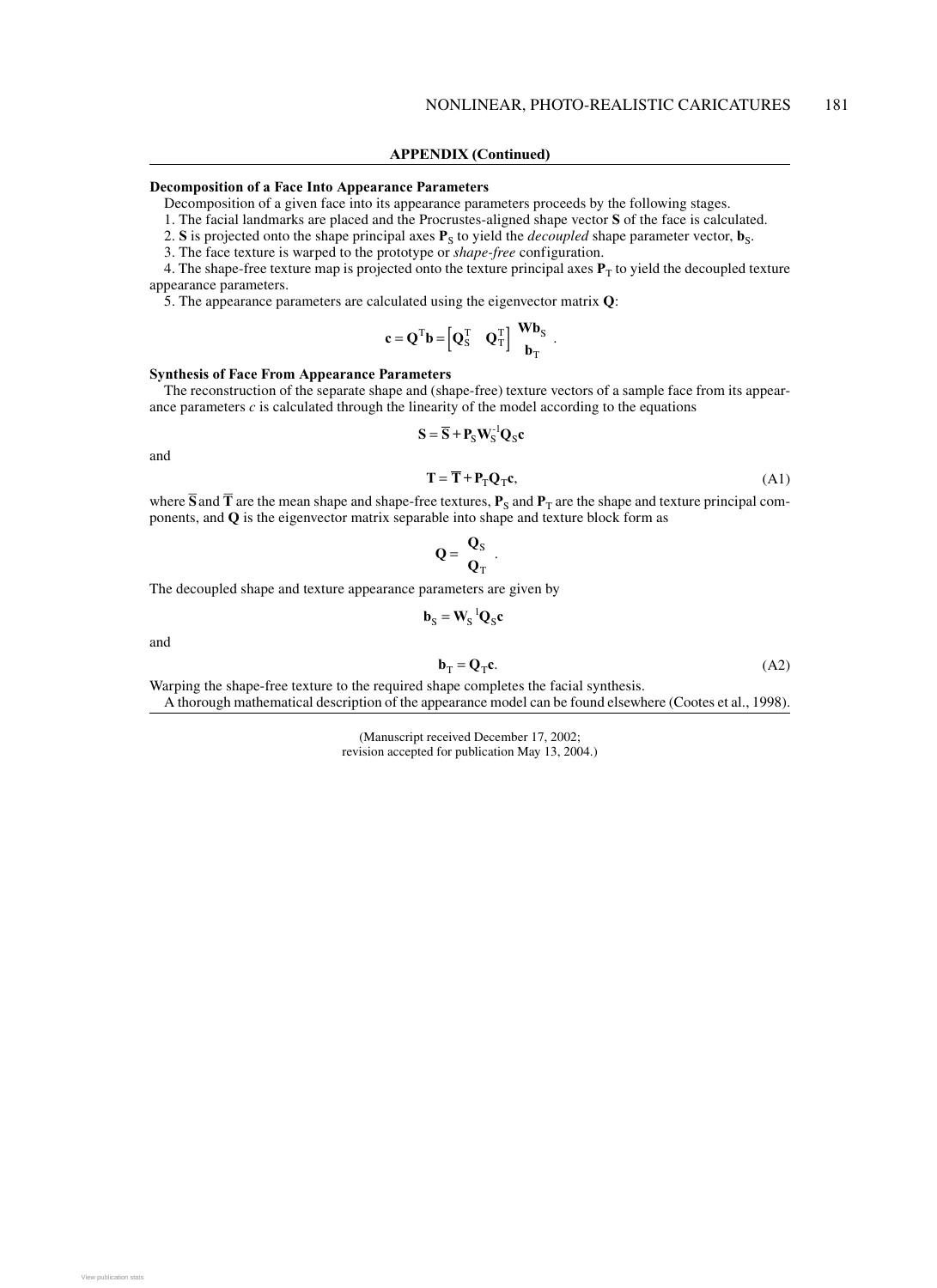## APPENDIX (Continued)

### Decomposition of a Face Into Appearance Parameters

Decomposition of a given face into its appearance parameters proceeds by the following stages.

1. The facial landmarks are placed and the Procrustes-aligned shape vector $\mathbf{S}$ of the face is calculated.
2. $\mathbf{S}$ is projected onto the shape principal axes $\mathbf{P}_S$ to yield the *decoupled* shape parameter vector, $\mathbf{b}_S$.
3. The face texture is warped to the prototype or *shape-free* configuration.
4. The shape-free texture map is projected onto the texture principal axes $\mathbf{P}_T$ to yield the decoupled texture appearance parameters.
5. The appearance parameters are calculated using the eigenvector matrix $\mathbf{Q}$:

$$\mathbf{c} = \mathbf{Q}^T\mathbf{b} = \begin{bmatrix} \mathbf{Q}_S^T & \mathbf{Q}_T^T \end{bmatrix} \begin{bmatrix} \mathbf{W}\mathbf{b}_S \\ \mathbf{b}_T \end{bmatrix}.$$

### Synthesis of Face From Appearance Parameters

The reconstruction of the separate shape and (shape-free) texture vectors of a sample face from its appearance parameters $c$ is calculated through the linearity of the model according to the equations

$$\mathbf{S} = \overline{\mathbf{S}} + \mathbf{P}_S\mathbf{W}_S^{-1}\mathbf{Q}_S\mathbf{c}$$

and

$$\mathbf{T} = \overline{\mathbf{T}} + \mathbf{P}_T\mathbf{Q}_T\mathbf{c}, \tag{A1}$$

where $\overline{\mathbf{S}}$ and $\overline{\mathbf{T}}$ are the mean shape and shape-free textures, $\mathbf{P}_S$ and $\mathbf{P}_T$ are the shape and texture principal components, and $\mathbf{Q}$ is the eigenvector matrix separable into shape and texture block form as

$$\mathbf{Q} = \begin{bmatrix} \mathbf{Q}_S \\ \mathbf{Q}_T \end{bmatrix}.$$

The decoupled shape and texture appearance parameters are given by

$$\mathbf{b}_S = \mathbf{W}_S^{-1}\mathbf{Q}_S\mathbf{c}$$

and

$$\mathbf{b}_T = \mathbf{Q}_T\mathbf{c}. \tag{A2}$$

Warping the shape-free texture to the required shape completes the facial synthesis.

A thorough mathematical description of the appearance model can be found elsewhere (Cootes et al., 1998).

(Manuscript received December 17, 2002;
revision accepted for publication May 13, 2004.)